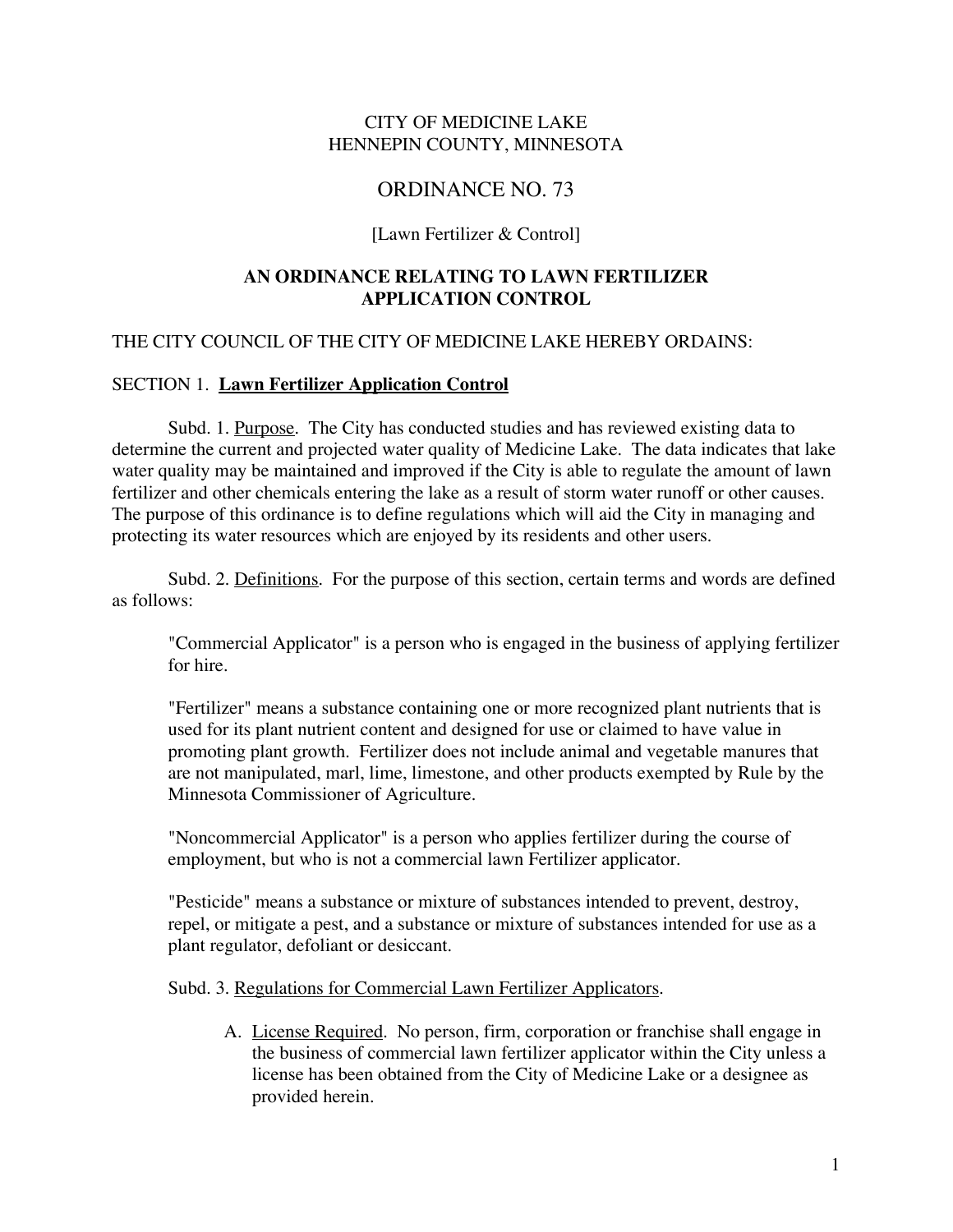CITY OF MEDICINE LAKE
HENNEPIN COUNTY, MINNESOTA

# ORDINANCE NO. 73

[Lawn Fertilizer & Control]

## AN ORDINANCE RELATING TO LAWN FERTILIZER APPLICATION CONTROL

THE CITY COUNCIL OF THE CITY OF MEDICINE LAKE HEREBY ORDAINS:

### SECTION 1. **Lawn Fertilizer Application Control**

Subd. 1. Purpose. The City has conducted studies and has reviewed existing data to determine the current and projected water quality of Medicine Lake. The data indicates that lake water quality may be maintained and improved if the City is able to regulate the amount of lawn fertilizer and other chemicals entering the lake as a result of storm water runoff or other causes. The purpose of this ordinance is to define regulations which will aid the City in managing and protecting its water resources which are enjoyed by its residents and other users.

Subd. 2. Definitions. For the purpose of this section, certain terms and words are defined as follows:

"Commercial Applicator" is a person who is engaged in the business of applying fertilizer for hire.

"Fertilizer" means a substance containing one or more recognized plant nutrients that is used for its plant nutrient content and designed for use or claimed to have value in promoting plant growth. Fertilizer does not include animal and vegetable manures that are not manipulated, marl, lime, limestone, and other products exempted by Rule by the Minnesota Commissioner of Agriculture.

"Noncommercial Applicator" is a person who applies fertilizer during the course of employment, but who is not a commercial lawn Fertilizer applicator.

"Pesticide" means a substance or mixture of substances intended to prevent, destroy, repel, or mitigate a pest, and a substance or mixture of substances intended for use as a plant regulator, defoliant or desiccant.

Subd. 3. Regulations for Commercial Lawn Fertilizer Applicators.

A. License Required. No person, firm, corporation or franchise shall engage in the business of commercial lawn fertilizer applicator within the City unless a license has been obtained from the City of Medicine Lake or a designee as provided herein.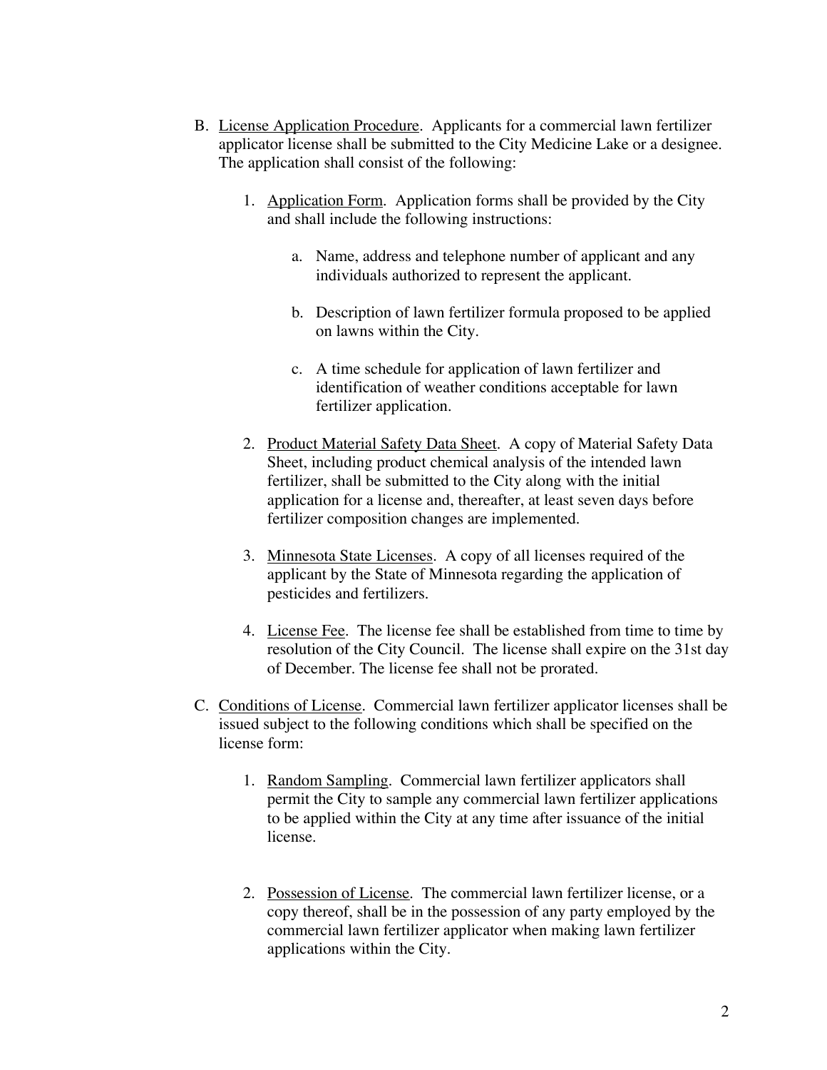B. <u>License Application Procedure</u>. Applicants for a commercial lawn fertilizer applicator license shall be submitted to the City Medicine Lake or a designee. The application shall consist of the following:

   1. <u>Application Form</u>. Application forms shall be provided by the City and shall include the following instructions:

      a. Name, address and telephone number of applicant and any individuals authorized to represent the applicant.

      b. Description of lawn fertilizer formula proposed to be applied on lawns within the City.

      c. A time schedule for application of lawn fertilizer and identification of weather conditions acceptable for lawn fertilizer application.

   2. <u>Product Material Safety Data Sheet</u>. A copy of Material Safety Data Sheet, including product chemical analysis of the intended lawn fertilizer, shall be submitted to the City along with the initial application for a license and, thereafter, at least seven days before fertilizer composition changes are implemented.

   3. <u>Minnesota State Licenses</u>. A copy of all licenses required of the applicant by the State of Minnesota regarding the application of pesticides and fertilizers.

   4. <u>License Fee</u>. The license fee shall be established from time to time by resolution of the City Council. The license shall expire on the 31st day of December. The license fee shall not be prorated.

C. <u>Conditions of License</u>. Commercial lawn fertilizer applicator licenses shall be issued subject to the following conditions which shall be specified on the license form:

   1. <u>Random Sampling</u>. Commercial lawn fertilizer applicators shall permit the City to sample any commercial lawn fertilizer applications to be applied within the City at any time after issuance of the initial license.

   2. <u>Possession of License</u>. The commercial lawn fertilizer license, or a copy thereof, shall be in the possession of any party employed by the commercial lawn fertilizer applicator when making lawn fertilizer applications within the City.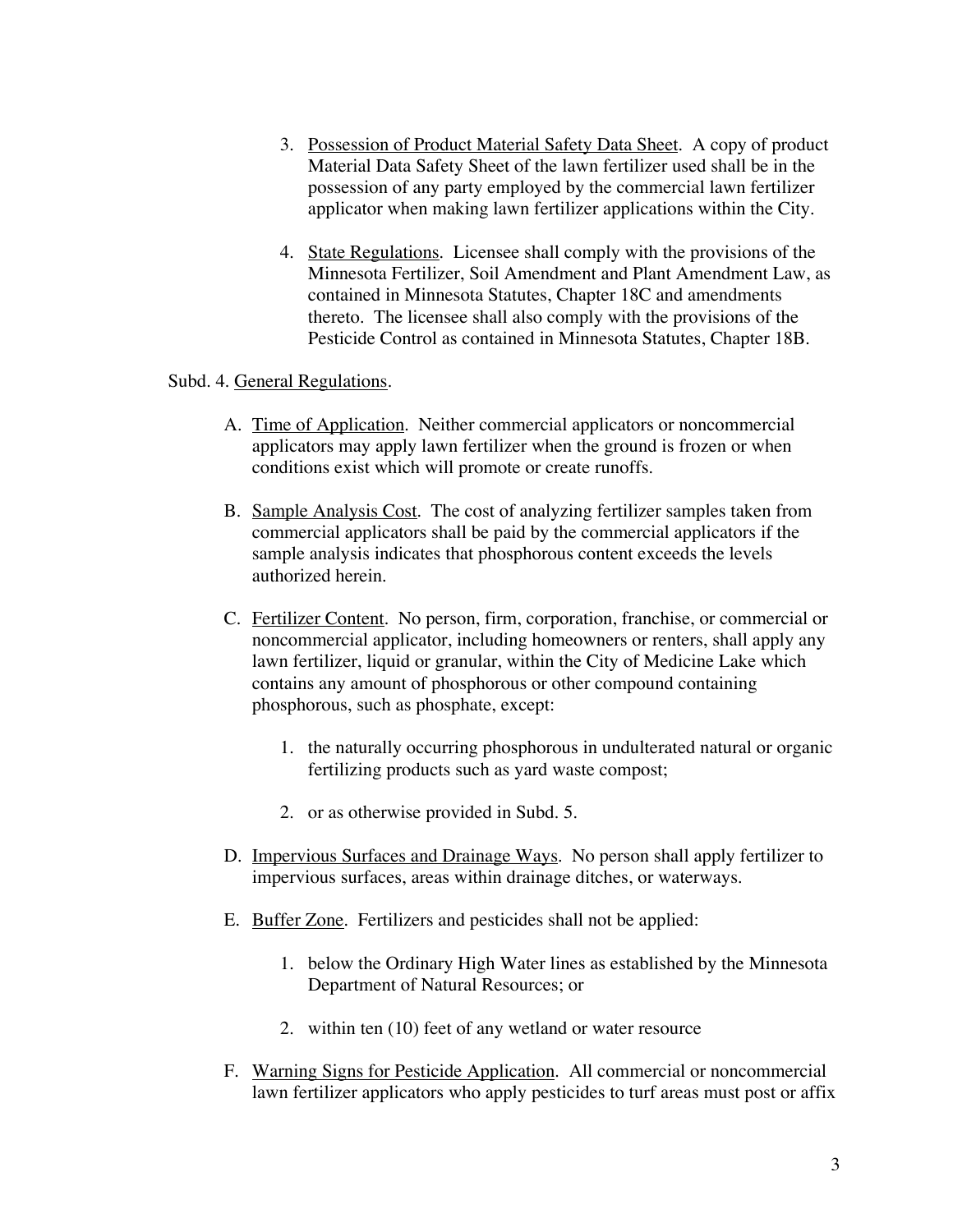3. Possession of Product Material Safety Data Sheet. A copy of product Material Data Safety Sheet of the lawn fertilizer used shall be in the possession of any party employed by the commercial lawn fertilizer applicator when making lawn fertilizer applications within the City.

4. State Regulations. Licensee shall comply with the provisions of the Minnesota Fertilizer, Soil Amendment and Plant Amendment Law, as contained in Minnesota Statutes, Chapter 18C and amendments thereto. The licensee shall also comply with the provisions of the Pesticide Control as contained in Minnesota Statutes, Chapter 18B.

Subd. 4. General Regulations.

A. Time of Application. Neither commercial applicators or noncommercial applicators may apply lawn fertilizer when the ground is frozen or when conditions exist which will promote or create runoffs.

B. Sample Analysis Cost. The cost of analyzing fertilizer samples taken from commercial applicators shall be paid by the commercial applicators if the sample analysis indicates that phosphorous content exceeds the levels authorized herein.

C. Fertilizer Content. No person, firm, corporation, franchise, or commercial or noncommercial applicator, including homeowners or renters, shall apply any lawn fertilizer, liquid or granular, within the City of Medicine Lake which contains any amount of phosphorous or other compound containing phosphorous, such as phosphate, except:

   1. the naturally occurring phosphorous in unadulterated natural or organic fertilizing products such as yard waste compost;

   2. or as otherwise provided in Subd. 5.

D. Impervious Surfaces and Drainage Ways. No person shall apply fertilizer to impervious surfaces, areas within drainage ditches, or waterways.

E. Buffer Zone. Fertilizers and pesticides shall not be applied:

   1. below the Ordinary High Water lines as established by the Minnesota Department of Natural Resources; or

   2. within ten (10) feet of any wetland or water resource

F. Warning Signs for Pesticide Application. All commercial or noncommercial lawn fertilizer applicators who apply pesticides to turf areas must post or affix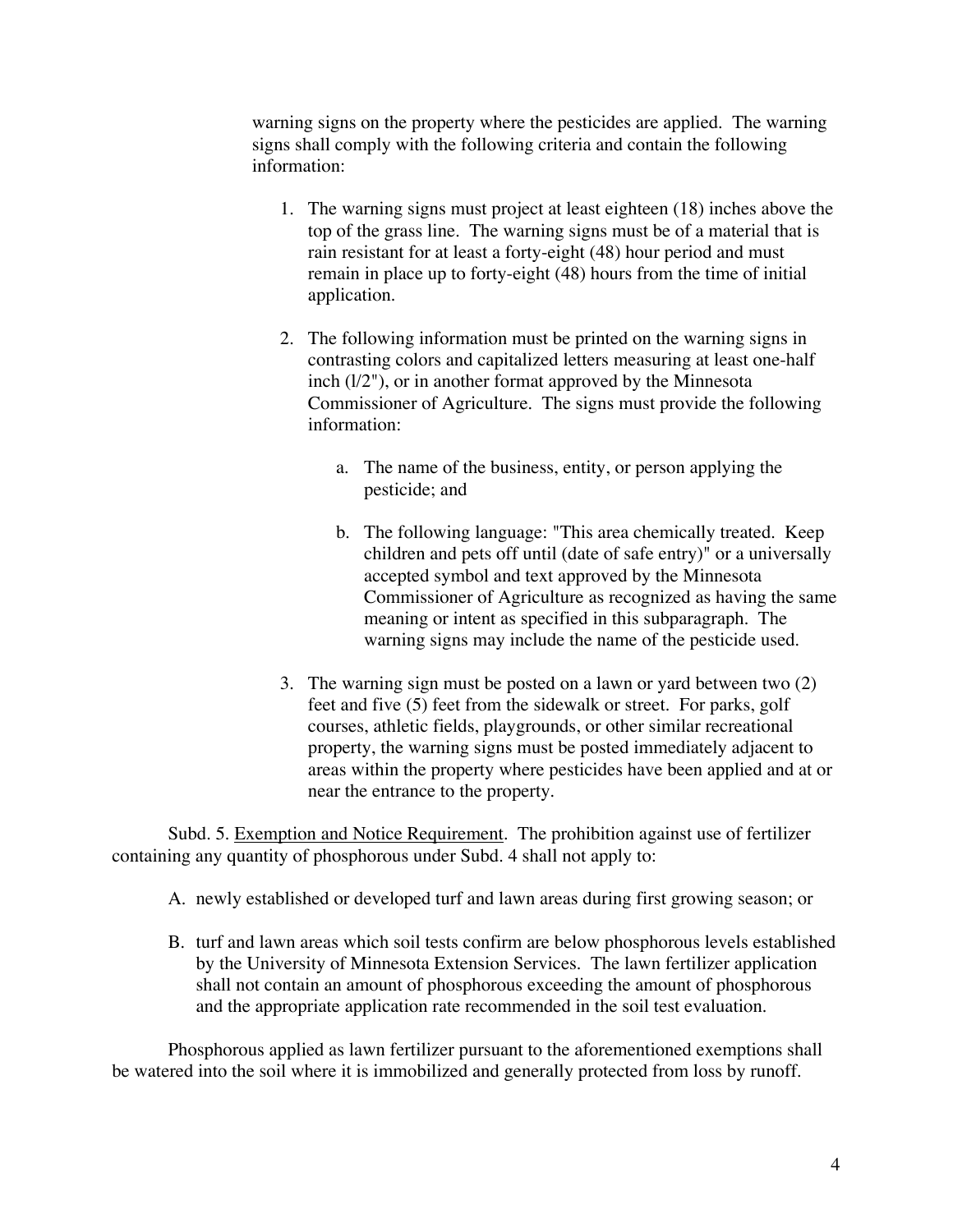warning signs on the property where the pesticides are applied. The warning signs shall comply with the following criteria and contain the following information:

1. The warning signs must project at least eighteen (18) inches above the top of the grass line. The warning signs must be of a material that is rain resistant for at least a forty-eight (48) hour period and must remain in place up to forty-eight (48) hours from the time of initial application.

2. The following information must be printed on the warning signs in contrasting colors and capitalized letters measuring at least one-half inch (l/2"), or in another format approved by the Minnesota Commissioner of Agriculture. The signs must provide the following information:

   a. The name of the business, entity, or person applying the pesticide; and

   b. The following language: "This area chemically treated. Keep children and pets off until (date of safe entry)" or a universally accepted symbol and text approved by the Minnesota Commissioner of Agriculture as recognized as having the same meaning or intent as specified in this subparagraph. The warning signs may include the name of the pesticide used.

3. The warning sign must be posted on a lawn or yard between two (2) feet and five (5) feet from the sidewalk or street. For parks, golf courses, athletic fields, playgrounds, or other similar recreational property, the warning signs must be posted immediately adjacent to areas within the property where pesticides have been applied and at or near the entrance to the property.

Subd. 5. <u>Exemption and Notice Requirement</u>. The prohibition against use of fertilizer containing any quantity of phosphorous under Subd. 4 shall not apply to:

A. newly established or developed turf and lawn areas during first growing season; or

B. turf and lawn areas which soil tests confirm are below phosphorous levels established by the University of Minnesota Extension Services. The lawn fertilizer application shall not contain an amount of phosphorous exceeding the amount of phosphorous and the appropriate application rate recommended in the soil test evaluation.

Phosphorous applied as lawn fertilizer pursuant to the aforementioned exemptions shall be watered into the soil where it is immobilized and generally protected from loss by runoff.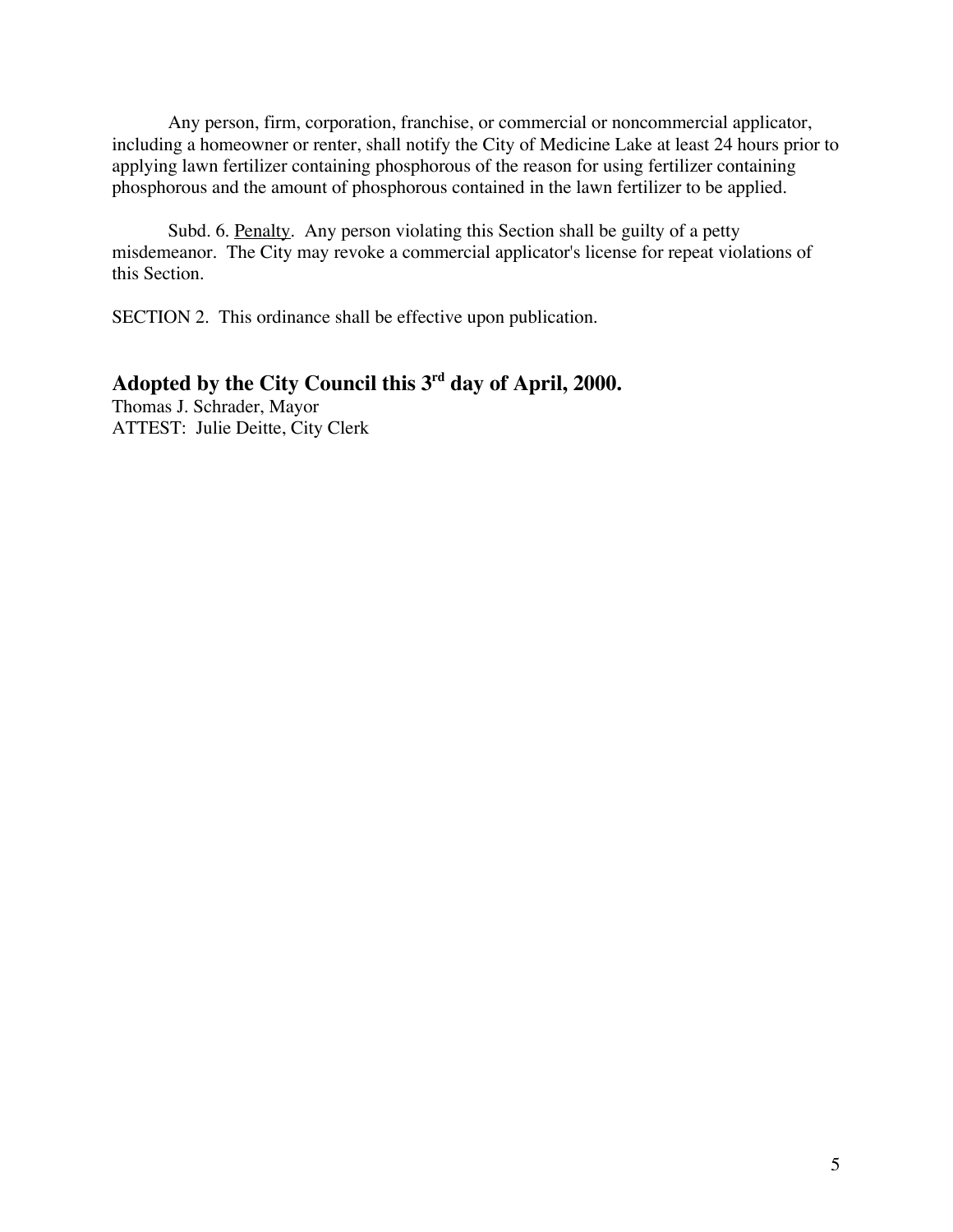Any person, firm, corporation, franchise, or commercial or noncommercial applicator, including a homeowner or renter, shall notify the City of Medicine Lake at least 24 hours prior to applying lawn fertilizer containing phosphorous of the reason for using fertilizer containing phosphorous and the amount of phosphorous contained in the lawn fertilizer to be applied.

Subd. 6. Penalty. Any person violating this Section shall be guilty of a petty misdemeanor. The City may revoke a commercial applicator's license for repeat violations of this Section.

SECTION 2. This ordinance shall be effective upon publication.

## Adopted by the City Council this 3rd day of April, 2000.

Thomas J. Schrader, Mayor
ATTEST: Julie Deitte, City Clerk